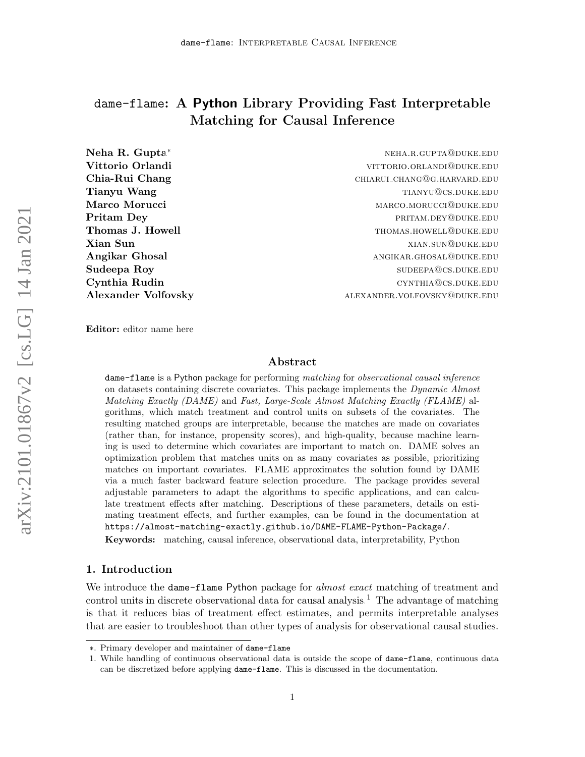# dame-flame: A Python Library Providing Fast Interpretable Matching for Causal Inference

**Neha R. Gupta**[*] NEHA.R.GUPTA@DUKE.EDU
**Vittorio Orlandi** VITTORIO.ORLANDI@DUKE.EDU
**Chia-Rui Chang** CHIARUI_CHANG@G.HARVARD.EDU
**Tianyu Wang** TIANYU@CS.DUKE.EDU
**Marco Morucci** MARCO.MORUCCI@DUKE.EDU
**Pritam Dey** PRITAM.DEY@DUKE.EDU
**Thomas J. Howell** THOMAS.HOWELL@DUKE.EDU
**Xian Sun** XIAN.SUN@DUKE.EDU
**Angikar Ghosal** ANGIKAR.GHOSAL@DUKE.EDU
**Sudeepa Roy** SUDEEPA@CS.DUKE.EDU
**Cynthia Rudin** CYNTHIA@CS.DUKE.EDU
**Alexander Volfovsky** ALEXANDER.VOLFOVSKY@DUKE.EDU

**Editor:** editor name here

## Abstract

dame-flame is a Python package for performing *matching* for *observational causal inference* on datasets containing discrete covariates. This package implements the *Dynamic Almost Matching Exactly (DAME)* and *Fast, Large-Scale Almost Matching Exactly (FLAME)* algorithms, which match treatment and control units on subsets of the covariates. The resulting matched groups are interpretable, because the matches are made on covariates (rather than, for instance, propensity scores), and high-quality, because machine learning is used to determine which covariates are important to match on. DAME solves an optimization problem that matches units on as many covariates as possible, prioritizing matches on important covariates. FLAME approximates the solution found by DAME via a much faster backward feature selection procedure. The package provides several adjustable parameters to adapt the algorithms to specific applications, and can calculate treatment effects after matching. Descriptions of these parameters, details on estimating treatment effects, and further examples, can be found in the documentation at https://almost-matching-exactly.github.io/DAME-FLAME-Python-Package/.

**Keywords:** matching, causal inference, observational data, interpretability, Python

## 1. Introduction

We introduce the dame-flame Python package for *almost exact* matching of treatment and control units in discrete observational data for causal analysis.[1] The advantage of matching is that it reduces bias of treatment effect estimates, and permits interpretable analyses that are easier to troubleshoot than other types of analysis for observational causal studies.

---

*. Primary developer and maintainer of dame-flame

1. While handling of continuous observational data is outside the scope of dame-flame, continuous data can be discretized before applying dame-flame. This is discussed in the documentation.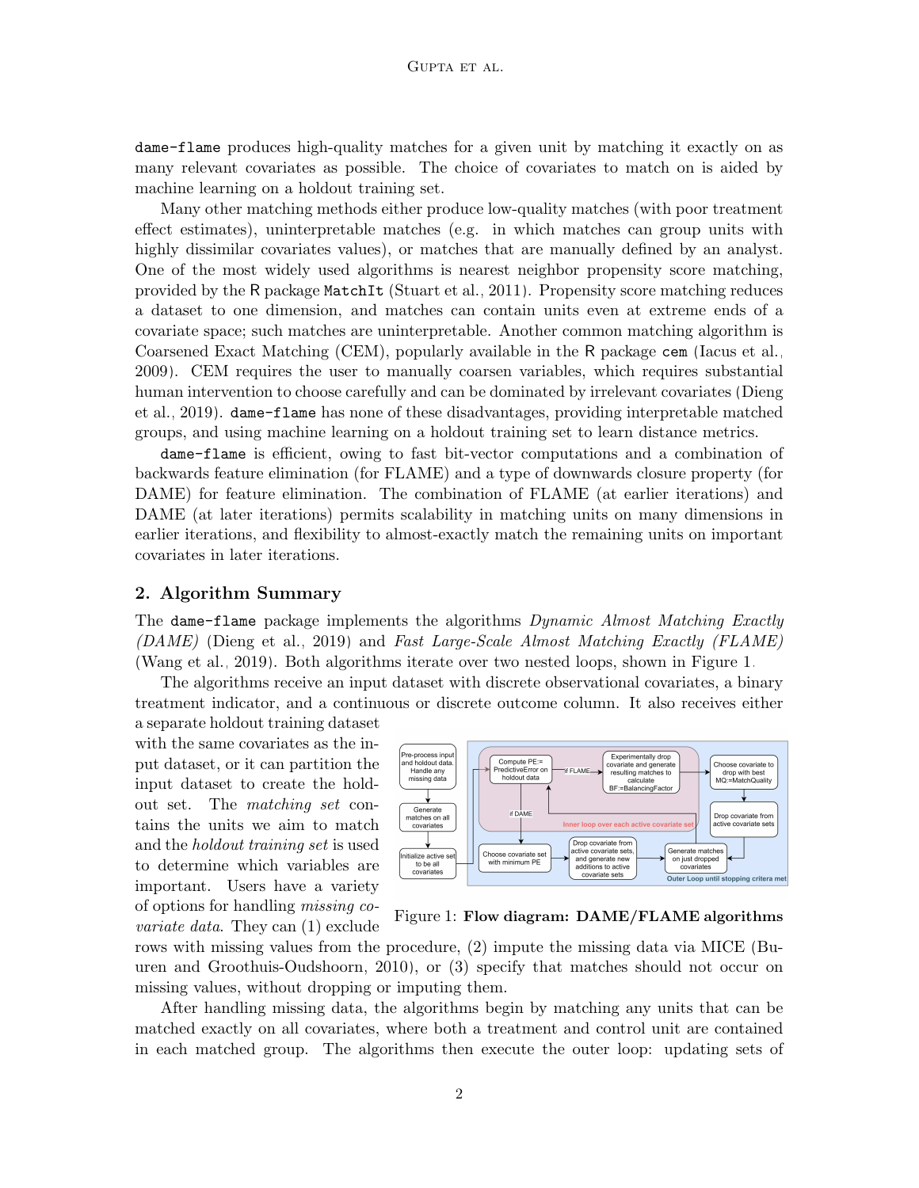`dame-flame` produces high-quality matches for a given unit by matching it exactly on as many relevant covariates as possible. The choice of covariates to match on is aided by machine learning on a holdout training set.

Many other matching methods either produce low-quality matches (with poor treatment effect estimates), uninterpretable matches (e.g. in which matches can group units with highly dissimilar covariates values), or matches that are manually defined by an analyst. One of the most widely used algorithms is nearest neighbor propensity score matching, provided by the R package `MatchIt` (Stuart et al., 2011). Propensity score matching reduces a dataset to one dimension, and matches can contain units even at extreme ends of a covariate space; such matches are uninterpretable. Another common matching algorithm is Coarsened Exact Matching (CEM), popularly available in the R package `cem` (Iacus et al., 2009). CEM requires the user to manually coarsen variables, which requires substantial human intervention to choose carefully and can be dominated by irrelevant covariates (Dieng et al., 2019). `dame-flame` has none of these disadvantages, providing interpretable matched groups, and using machine learning on a holdout training set to learn distance metrics.

`dame-flame` is efficient, owing to fast bit-vector computations and a combination of backwards feature elimination (for FLAME) and a type of downwards closure property (for DAME) for feature elimination. The combination of FLAME (at earlier iterations) and DAME (at later iterations) permits scalability in matching units on many dimensions in earlier iterations, and flexibility to almost-exactly match the remaining units on important covariates in later iterations.

## 2. Algorithm Summary

The `dame-flame` package implements the algorithms *Dynamic Almost Matching Exactly (DAME)* (Dieng et al., 2019) and *Fast Large-Scale Almost Matching Exactly (FLAME)* (Wang et al., 2019). Both algorithms iterate over two nested loops, shown in Figure 1.

The algorithms receive an input dataset with discrete observational covariates, a binary treatment indicator, and a continuous or discrete outcome column. It also receives either a separate holdout training dataset with the same covariates as the input dataset, or it can partition the input dataset to create the holdout set. The *matching set* contains the units we aim to match and the *holdout training set* is used to determine which variables are important. Users have a variety of options for handling *missing covariate data*. They can (1) exclude rows with missing values from the procedure, (2) impute the missing data via MICE (Buuren and Groothuis-Oudshoorn, 2010), or (3) specify that matches should not occur on missing values, without dropping or imputing them.

Figure 1: **Flow diagram: DAME/FLAME algorithms**

After handling missing data, the algorithms begin by matching any units that can be matched exactly on all covariates, where both a treatment and control unit are contained in each matched group. The algorithms then execute the outer loop: updating sets of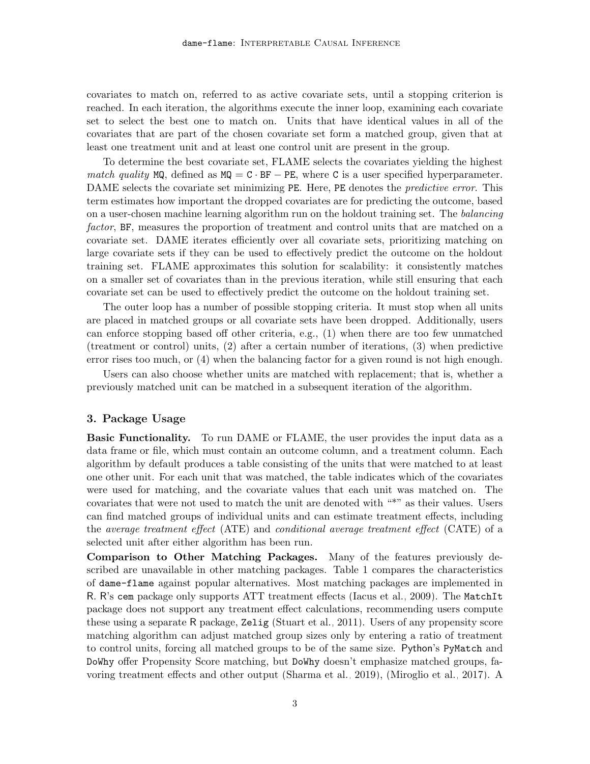covariates to match on, referred to as active covariate sets, until a stopping criterion is reached. In each iteration, the algorithms execute the inner loop, examining each covariate set to select the best one to match on. Units that have identical values in all of the covariates that are part of the chosen covariate set form a matched group, given that at least one treatment unit and at least one control unit are present in the group.

To determine the best covariate set, FLAME selects the covariates yielding the highest *match quality* `MQ`, defined as $\texttt{MQ} = \texttt{C} \cdot \texttt{BF} - \texttt{PE}$, where `C` is a user specified hyperparameter. DAME selects the covariate set minimizing `PE`. Here, `PE` denotes the *predictive error*. This term estimates how important the dropped covariates are for predicting the outcome, based on a user-chosen machine learning algorithm run on the holdout training set. The *balancing factor*, `BF`, measures the proportion of treatment and control units that are matched on a covariate set. DAME iterates efficiently over all covariate sets, prioritizing matching on large covariate sets if they can be used to effectively predict the outcome on the holdout training set. FLAME approximates this solution for scalability: it consistently matches on a smaller set of covariates than in the previous iteration, while still ensuring that each covariate set can be used to effectively predict the outcome on the holdout training set.

The outer loop has a number of possible stopping criteria. It must stop when all units are placed in matched groups or all covariate sets have been dropped. Additionally, users can enforce stopping based off other criteria, e.g., (1) when there are too few unmatched (treatment or control) units, (2) after a certain number of iterations, (3) when predictive error rises too much, or (4) when the balancing factor for a given round is not high enough.

Users can also choose whether units are matched with replacement; that is, whether a previously matched unit can be matched in a subsequent iteration of the algorithm.

## 3. Package Usage

**Basic Functionality.** To run DAME or FLAME, the user provides the input data as a data frame or file, which must contain an outcome column, and a treatment column. Each algorithm by default produces a table consisting of the units that were matched to at least one other unit. For each unit that was matched, the table indicates which of the covariates were used for matching, and the covariate values that each unit was matched on. The covariates that were not used to match the unit are denoted with "*" as their values. Users can find matched groups of individual units and can estimate treatment effects, including the *average treatment effect* (ATE) and *conditional average treatment effect* (CATE) of a selected unit after either algorithm has been run.

**Comparison to Other Matching Packages.** Many of the features previously described are unavailable in other matching packages. Table 1 compares the characteristics of `dame-flame` against popular alternatives. Most matching packages are implemented in R. R's `cem` package only supports ATT treatment effects (Iacus et al., 2009). The `MatchIt` package does not support any treatment effect calculations, recommending users compute these using a separate R package, `Zelig` (Stuart et al., 2011). Users of any propensity score matching algorithm can adjust matched group sizes only by entering a ratio of treatment to control units, forcing all matched groups to be of the same size. Python's `PyMatch` and `DoWhy` offer Propensity Score matching, but `DoWhy` doesn't emphasize matched groups, favoring treatment effects and other output (Sharma et al., 2019), (Miroglio et al., 2017). A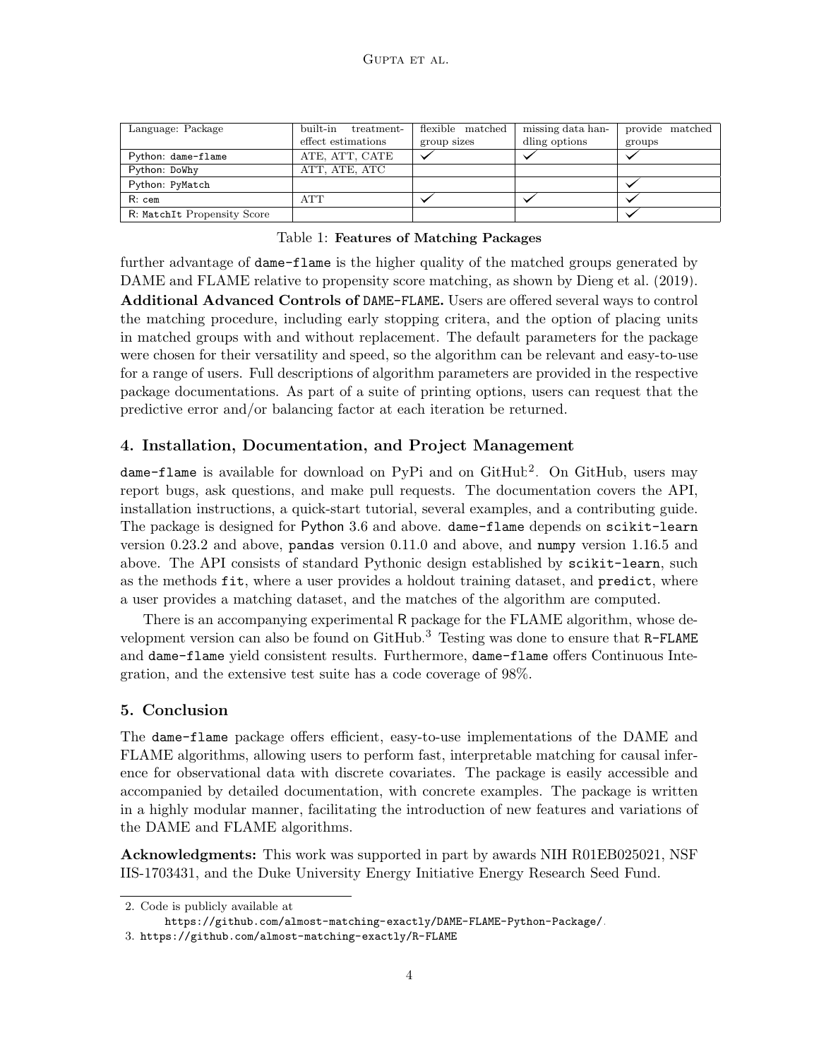| Language: Package | built-in treatment-effect estimations | flexible matched group sizes | missing data handling options | provide matched groups |
|---|---|---|---|---|
| Python: `dame-flame` | ATE, ATT, CATE | ✓ | ✓ | ✓ |
| Python: `DoWhy` | ATT, ATE, ATC | | | |
| Python: `PyMatch` | | | | ✓ |
| R: `cem` | ATT | ✓ | ✓ | ✓ |
| R: `MatchIt` Propensity Score | | | | ✓ |

Table 1: **Features of Matching Packages**

further advantage of `dame-flame` is the higher quality of the matched groups generated by DAME and FLAME relative to propensity score matching, as shown by Dieng et al. (2019).

**Additional Advanced Controls of `DAME-FLAME`.** Users are offered several ways to control the matching procedure, including early stopping critera, and the option of placing units in matched groups with and without replacement. The default parameters for the package were chosen for their versatility and speed, so the algorithm can be relevant and easy-to-use for a range of users. Full descriptions of algorithm parameters are provided in the respective package documentations. As part of a suite of printing options, users can request that the predictive error and/or balancing factor at each iteration be returned.

## 4. Installation, Documentation, and Project Management

`dame-flame` is available for download on PyPi and on GitHub[2]. On GitHub, users may report bugs, ask questions, and make pull requests. The documentation covers the API, installation instructions, a quick-start tutorial, several examples, and a contributing guide. The package is designed for Python 3.6 and above. `dame-flame` depends on `scikit-learn` version 0.23.2 and above, `pandas` version 0.11.0 and above, and `numpy` version 1.16.5 and above. The API consists of standard Pythonic design established by `scikit-learn`, such as the methods `fit`, where a user provides a holdout training dataset, and `predict`, where a user provides a matching dataset, and the matches of the algorithm are computed.

There is an accompanying experimental R package for the FLAME algorithm, whose development version can also be found on GitHub.[3] Testing was done to ensure that `R-FLAME` and `dame-flame` yield consistent results. Furthermore, `dame-flame` offers Continuous Integration, and the extensive test suite has a code coverage of 98%.

## 5. Conclusion

The `dame-flame` package offers efficient, easy-to-use implementations of the DAME and FLAME algorithms, allowing users to perform fast, interpretable matching for causal inference for observational data with discrete covariates. The package is easily accessible and accompanied by detailed documentation, with concrete examples. The package is written in a highly modular manner, facilitating the introduction of new features and variations of the DAME and FLAME algorithms.

**Acknowledgments:** This work was supported in part by awards NIH R01EB025021, NSF IIS-1703431, and the Duke University Energy Initiative Energy Research Seed Fund.

---

2. Code is publicly available at
   `https://github.com/almost-matching-exactly/DAME-FLAME-Python-Package/`.
3. `https://github.com/almost-matching-exactly/R-FLAME`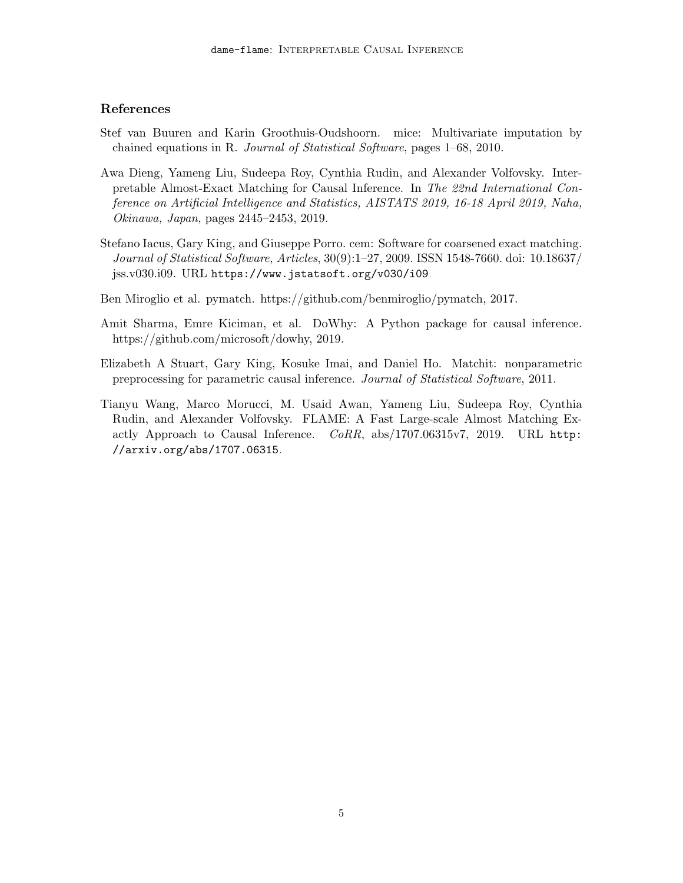## References

Stef van Buuren and Karin Groothuis-Oudshoorn. mice: Multivariate imputation by chained equations in R. *Journal of Statistical Software*, pages 1–68, 2010.

Awa Dieng, Yameng Liu, Sudeepa Roy, Cynthia Rudin, and Alexander Volfovsky. Interpretable Almost-Exact Matching for Causal Inference. In *The 22nd International Conference on Artificial Intelligence and Statistics, AISTATS 2019, 16-18 April 2019, Naha, Okinawa, Japan*, pages 2445–2453, 2019.

Stefano Iacus, Gary King, and Giuseppe Porro. cem: Software for coarsened exact matching. *Journal of Statistical Software, Articles*, 30(9):1–27, 2009. ISSN 1548-7660. doi: 10.18637/jss.v030.i09. URL https://www.jstatsoft.org/v030/i09.

Ben Miroglio et al. pymatch. https://github.com/benmiroglio/pymatch, 2017.

Amit Sharma, Emre Kiciman, et al. DoWhy: A Python package for causal inference. https://github.com/microsoft/dowhy, 2019.

Elizabeth A Stuart, Gary King, Kosuke Imai, and Daniel Ho. Matchit: nonparametric preprocessing for parametric causal inference. *Journal of Statistical Software*, 2011.

Tianyu Wang, Marco Morucci, M. Usaid Awan, Yameng Liu, Sudeepa Roy, Cynthia Rudin, and Alexander Volfovsky. FLAME: A Fast Large-scale Almost Matching Exactly Approach to Causal Inference. *CoRR*, abs/1707.06315v7, 2019. URL http://arxiv.org/abs/1707.06315.